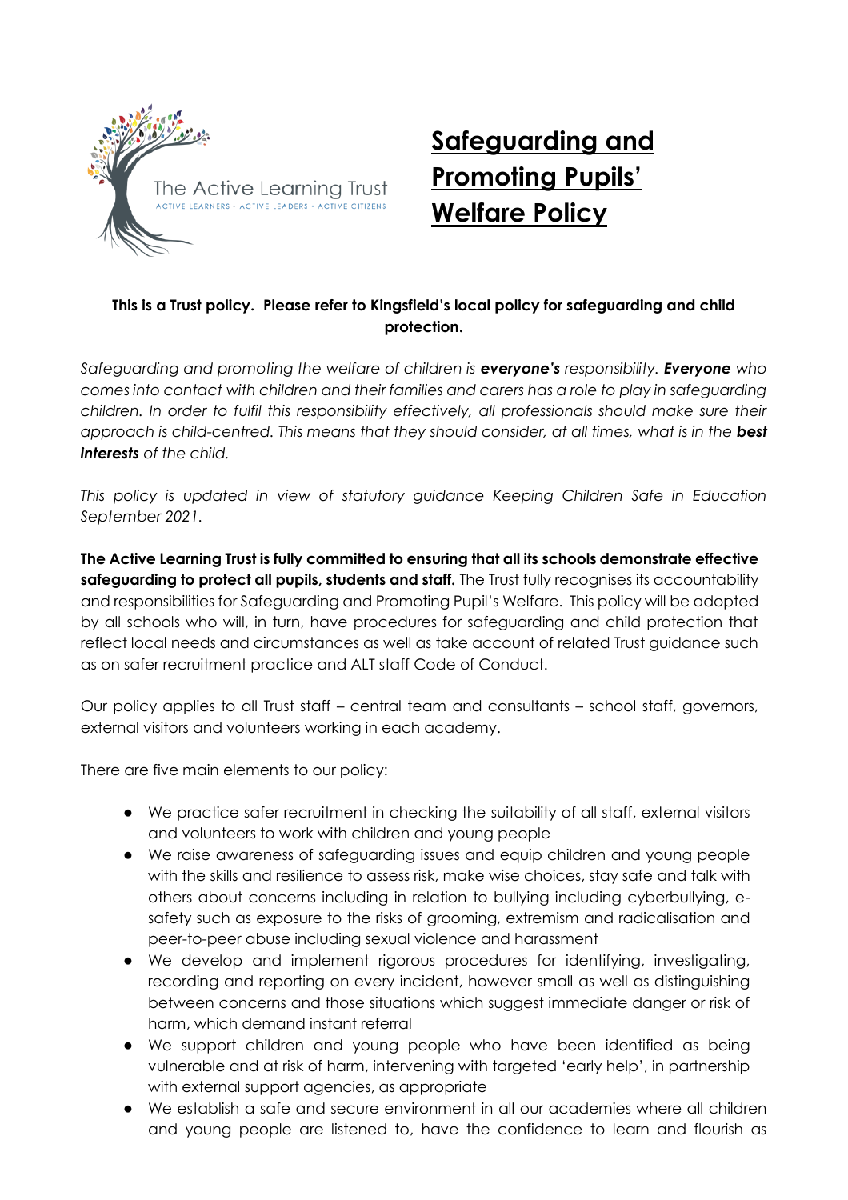The Active Learning Trust
ACTIVE LEARNERS · ACTIVE LEADERS · ACTIVE CITIZENS

# Safeguarding and Promoting Pupils' Welfare Policy

**This is a Trust policy. Please refer to Kingsfield's local policy for safeguarding and child protection.**

*Safeguarding and promoting the welfare of children is **everyone's** responsibility. **Everyone** who comes into contact with children and their families and carers has a role to play in safeguarding children. In order to fulfil this responsibility effectively, all professionals should make sure their approach is child-centred. This means that they should consider, at all times, what is in the **best interests** of the child.*

*This policy is updated in view of statutory guidance Keeping Children Safe in Education September 2021.*

**The Active Learning Trust is fully committed to ensuring that all its schools demonstrate effective safeguarding to protect all pupils, students and staff.** The Trust fully recognises its accountability and responsibilities for Safeguarding and Promoting Pupil's Welfare. This policy will be adopted by all schools who will, in turn, have procedures for safeguarding and child protection that reflect local needs and circumstances as well as take account of related Trust guidance such as on safer recruitment practice and ALT staff Code of Conduct.

Our policy applies to all Trust staff – central team and consultants – school staff, governors, external visitors and volunteers working in each academy.

There are five main elements to our policy:

- We practice safer recruitment in checking the suitability of all staff, external visitors and volunteers to work with children and young people
- We raise awareness of safeguarding issues and equip children and young people with the skills and resilience to assess risk, make wise choices, stay safe and talk with others about concerns including in relation to bullying including cyberbullying, e-safety such as exposure to the risks of grooming, extremism and radicalisation and peer-to-peer abuse including sexual violence and harassment
- We develop and implement rigorous procedures for identifying, investigating, recording and reporting on every incident, however small as well as distinguishing between concerns and those situations which suggest immediate danger or risk of harm, which demand instant referral
- We support children and young people who have been identified as being vulnerable and at risk of harm, intervening with targeted 'early help', in partnership with external support agencies, as appropriate
- We establish a safe and secure environment in all our academies where all children and young people are listened to, have the confidence to learn and flourish as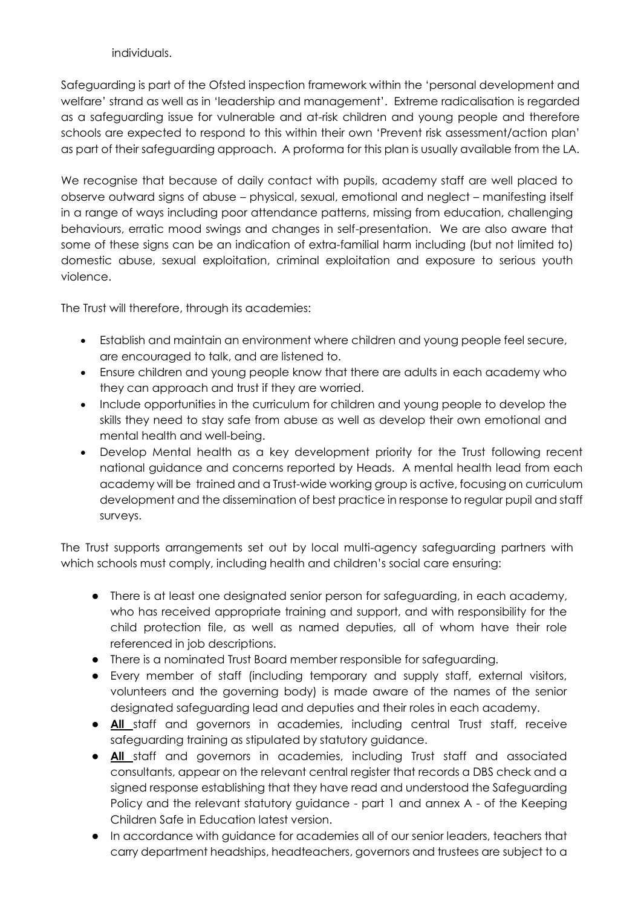individuals.

Safeguarding is part of the Ofsted inspection framework within the 'personal development and welfare' strand as well as in 'leadership and management'. Extreme radicalisation is regarded as a safeguarding issue for vulnerable and at-risk children and young people and therefore schools are expected to respond to this within their own 'Prevent risk assessment/action plan' as part of their safeguarding approach. A proforma for this plan is usually available from the LA.

We recognise that because of daily contact with pupils, academy staff are well placed to observe outward signs of abuse – physical, sexual, emotional and neglect – manifesting itself in a range of ways including poor attendance patterns, missing from education, challenging behaviours, erratic mood swings and changes in self-presentation. We are also aware that some of these signs can be an indication of extra-familial harm including (but not limited to) domestic abuse, sexual exploitation, criminal exploitation and exposure to serious youth violence.

The Trust will therefore, through its academies:

- Establish and maintain an environment where children and young people feel secure, are encouraged to talk, and are listened to.
- Ensure children and young people know that there are adults in each academy who they can approach and trust if they are worried.
- Include opportunities in the curriculum for children and young people to develop the skills they need to stay safe from abuse as well as develop their own emotional and mental health and well-being.
- Develop Mental health as a key development priority for the Trust following recent national guidance and concerns reported by Heads. A mental health lead from each academy will be trained and a Trust-wide working group is active, focusing on curriculum development and the dissemination of best practice in response to regular pupil and staff surveys.

The Trust supports arrangements set out by local multi-agency safeguarding partners with which schools must comply, including health and children's social care ensuring:

- There is at least one designated senior person for safeguarding, in each academy, who has received appropriate training and support, and with responsibility for the child protection file, as well as named deputies, all of whom have their role referenced in job descriptions.
- There is a nominated Trust Board member responsible for safeguarding.
- Every member of staff (including temporary and supply staff, external visitors, volunteers and the governing body) is made aware of the names of the senior designated safeguarding lead and deputies and their roles in each academy.
- **All** staff and governors in academies, including central Trust staff, receive safeguarding training as stipulated by statutory guidance.
- **All** staff and governors in academies, including Trust staff and associated consultants, appear on the relevant central register that records a DBS check and a signed response establishing that they have read and understood the Safeguarding Policy and the relevant statutory guidance - part 1 and annex A - of the Keeping Children Safe in Education latest version.
- In accordance with guidance for academies all of our senior leaders, teachers that carry department headships, headteachers, governors and trustees are subject to a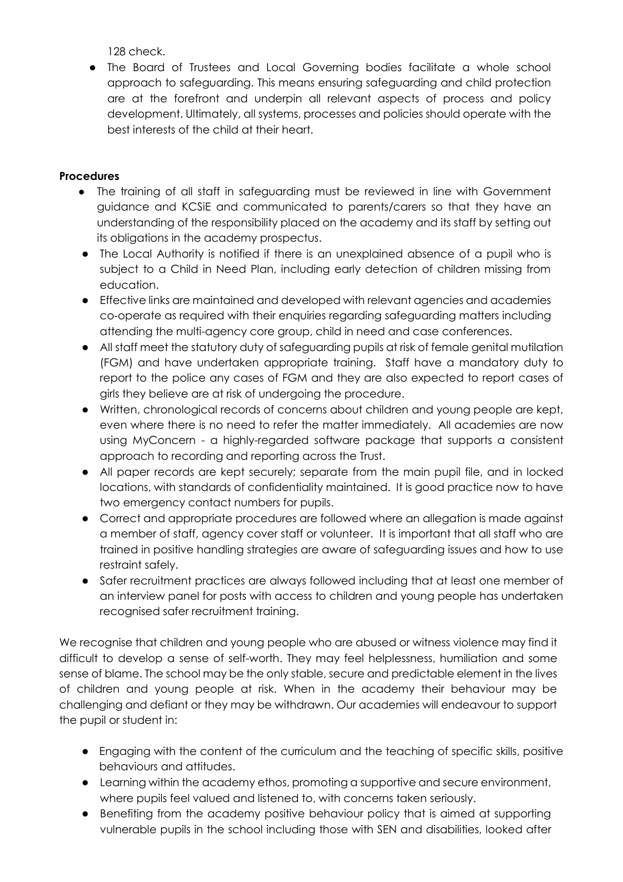128 check.

- The Board of Trustees and Local Governing bodies facilitate a whole school approach to safeguarding. This means ensuring safeguarding and child protection are at the forefront and underpin all relevant aspects of process and policy development. Ultimately, all systems, processes and policies should operate with the best interests of the child at their heart.

**Procedures**

- The training of all staff in safeguarding must be reviewed in line with Government guidance and KCSiE and communicated to parents/carers so that they have an understanding of the responsibility placed on the academy and its staff by setting out its obligations in the academy prospectus.
- The Local Authority is notified if there is an unexplained absence of a pupil who is subject to a Child in Need Plan, including early detection of children missing from education.
- Effective links are maintained and developed with relevant agencies and academies co-operate as required with their enquiries regarding safeguarding matters including attending the multi-agency core group, child in need and case conferences.
- All staff meet the statutory duty of safeguarding pupils at risk of female genital mutilation (FGM) and have undertaken appropriate training. Staff have a mandatory duty to report to the police any cases of FGM and they are also expected to report cases of girls they believe are at risk of undergoing the procedure.
- Written, chronological records of concerns about children and young people are kept, even where there is no need to refer the matter immediately. All academies are now using MyConcern - a highly-regarded software package that supports a consistent approach to recording and reporting across the Trust.
- All paper records are kept securely; separate from the main pupil file, and in locked locations, with standards of confidentiality maintained. It is good practice now to have two emergency contact numbers for pupils.
- Correct and appropriate procedures are followed where an allegation is made against a member of staff, agency cover staff or volunteer. It is important that all staff who are trained in positive handling strategies are aware of safeguarding issues and how to use restraint safely.
- Safer recruitment practices are always followed including that at least one member of an interview panel for posts with access to children and young people has undertaken recognised safer recruitment training.

We recognise that children and young people who are abused or witness violence may find it difficult to develop a sense of self-worth. They may feel helplessness, humiliation and some sense of blame. The school may be the only stable, secure and predictable element in the lives of children and young people at risk. When in the academy their behaviour may be challenging and defiant or they may be withdrawn. Our academies will endeavour to support the pupil or student in:

- Engaging with the content of the curriculum and the teaching of specific skills, positive behaviours and attitudes.
- Learning within the academy ethos, promoting a supportive and secure environment, where pupils feel valued and listened to, with concerns taken seriously.
- Benefiting from the academy positive behaviour policy that is aimed at supporting vulnerable pupils in the school including those with SEN and disabilities, looked after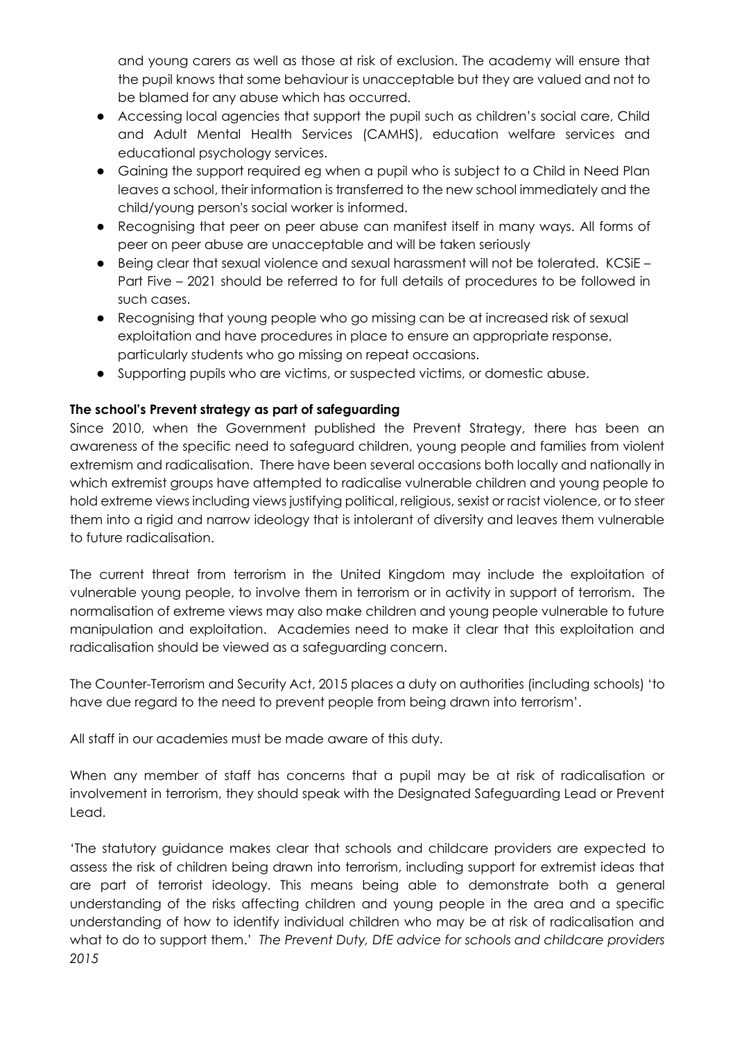and young carers as well as those at risk of exclusion. The academy will ensure that the pupil knows that some behaviour is unacceptable but they are valued and not to be blamed for any abuse which has occurred.

- Accessing local agencies that support the pupil such as children's social care, Child and Adult Mental Health Services (CAMHS), education welfare services and educational psychology services.
- Gaining the support required eg when a pupil who is subject to a Child in Need Plan leaves a school, their information is transferred to the new school immediately and the child/young person's social worker is informed.
- Recognising that peer on peer abuse can manifest itself in many ways. All forms of peer on peer abuse are unacceptable and will be taken seriously
- Being clear that sexual violence and sexual harassment will not be tolerated. KCSiE – Part Five – 2021 should be referred to for full details of procedures to be followed in such cases.
- Recognising that young people who go missing can be at increased risk of sexual exploitation and have procedures in place to ensure an appropriate response, particularly students who go missing on repeat occasions.
- Supporting pupils who are victims, or suspected victims, or domestic abuse.

**The school's Prevent strategy as part of safeguarding**

Since 2010, when the Government published the Prevent Strategy, there has been an awareness of the specific need to safeguard children, young people and families from violent extremism and radicalisation. There have been several occasions both locally and nationally in which extremist groups have attempted to radicalise vulnerable children and young people to hold extreme views including views justifying political, religious, sexist or racist violence, or to steer them into a rigid and narrow ideology that is intolerant of diversity and leaves them vulnerable to future radicalisation.

The current threat from terrorism in the United Kingdom may include the exploitation of vulnerable young people, to involve them in terrorism or in activity in support of terrorism. The normalisation of extreme views may also make children and young people vulnerable to future manipulation and exploitation. Academies need to make it clear that this exploitation and radicalisation should be viewed as a safeguarding concern.

The Counter-Terrorism and Security Act, 2015 places a duty on authorities (including schools) 'to have due regard to the need to prevent people from being drawn into terrorism'.

All staff in our academies must be made aware of this duty.

When any member of staff has concerns that a pupil may be at risk of radicalisation or involvement in terrorism, they should speak with the Designated Safeguarding Lead or Prevent Lead.

'The statutory guidance makes clear that schools and childcare providers are expected to assess the risk of children being drawn into terrorism, including support for extremist ideas that are part of terrorist ideology. This means being able to demonstrate both a general understanding of the risks affecting children and young people in the area and a specific understanding of how to identify individual children who may be at risk of radicalisation and what to do to support them.' *The Prevent Duty, DfE advice for schools and childcare providers 2015*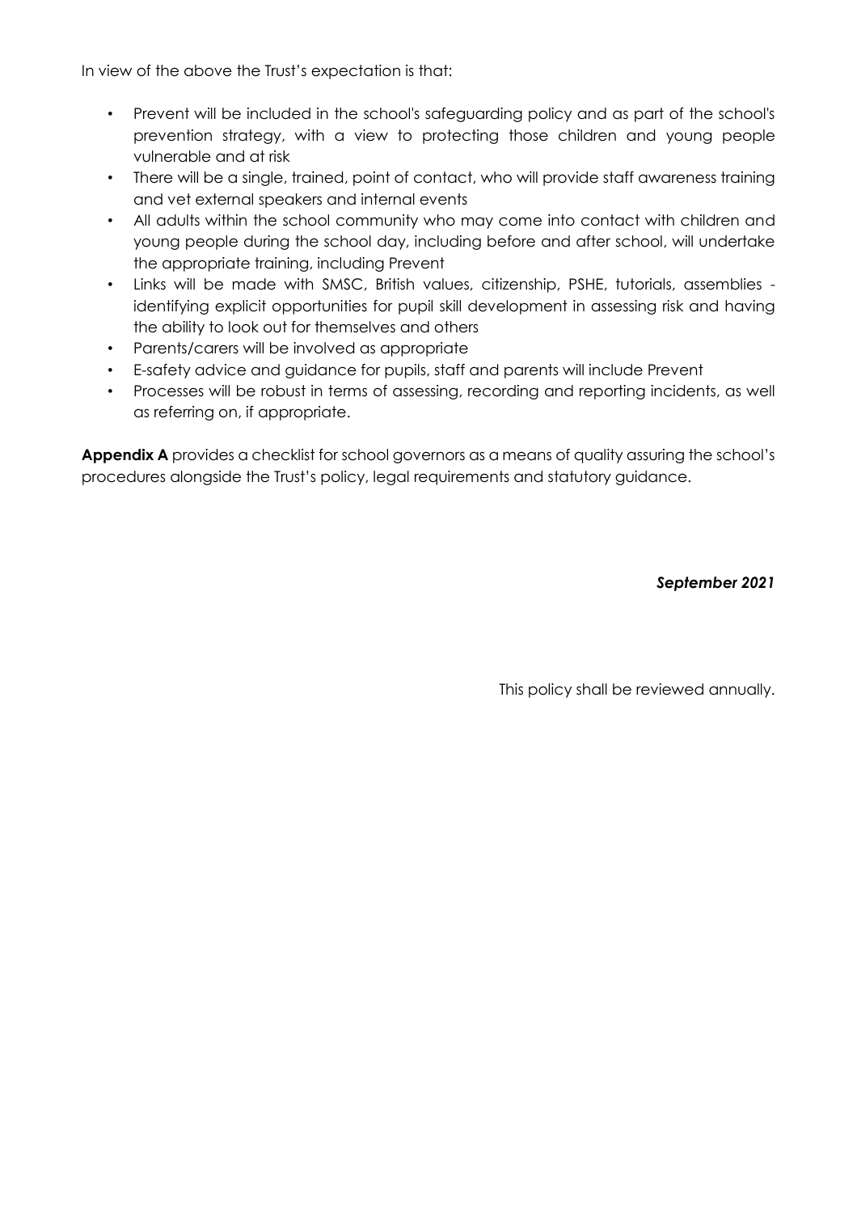In view of the above the Trust's expectation is that:

- Prevent will be included in the school's safeguarding policy and as part of the school's prevention strategy, with a view to protecting those children and young people vulnerable and at risk
- There will be a single, trained, point of contact, who will provide staff awareness training and vet external speakers and internal events
- All adults within the school community who may come into contact with children and young people during the school day, including before and after school, will undertake the appropriate training, including Prevent
- Links will be made with SMSC, British values, citizenship, PSHE, tutorials, assemblies - identifying explicit opportunities for pupil skill development in assessing risk and having the ability to look out for themselves and others
- Parents/carers will be involved as appropriate
- E-safety advice and guidance for pupils, staff and parents will include Prevent
- Processes will be robust in terms of assessing, recording and reporting incidents, as well as referring on, if appropriate.

**Appendix A** provides a checklist for school governors as a means of quality assuring the school's procedures alongside the Trust's policy, legal requirements and statutory guidance.

***September 2021***

This policy shall be reviewed annually.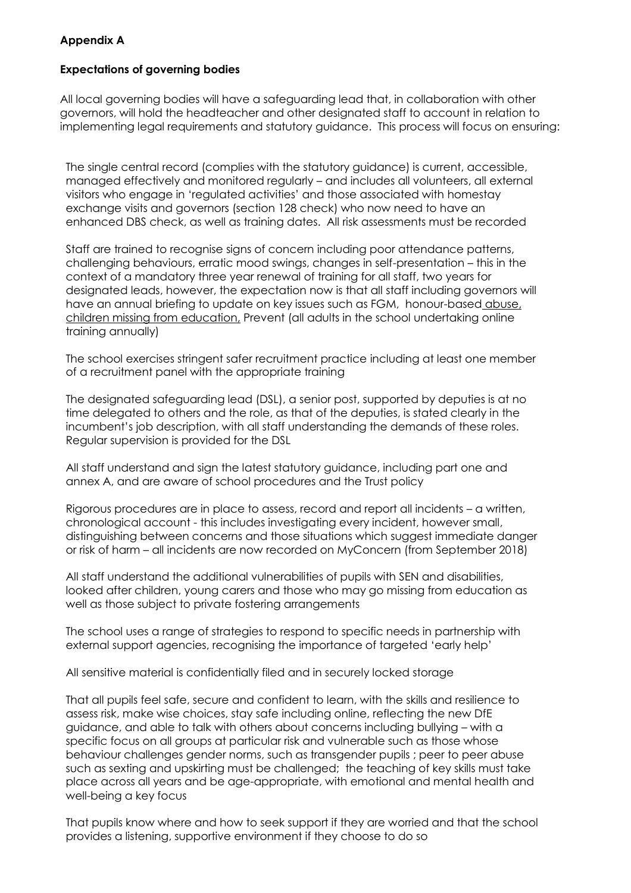**Appendix A**

**Expectations of governing bodies**

All local governing bodies will have a safeguarding lead that, in collaboration with other governors, will hold the headteacher and other designated staff to account in relation to implementing legal requirements and statutory guidance. This process will focus on ensuring:

The single central record (complies with the statutory guidance) is current, accessible, managed effectively and monitored regularly – and includes all volunteers, all external visitors who engage in 'regulated activities' and those associated with homestay exchange visits and governors (section 128 check) who now need to have an enhanced DBS check, as well as training dates. All risk assessments must be recorded

Staff are trained to recognise signs of concern including poor attendance patterns, challenging behaviours, erratic mood swings, changes in self-presentation – this in the context of a mandatory three year renewal of training for all staff, two years for designated leads, however, the expectation now is that all staff including governors will have an annual briefing to update on key issues such as FGM, honour-based abuse, children missing from education, Prevent (all adults in the school undertaking online training annually)

The school exercises stringent safer recruitment practice including at least one member of a recruitment panel with the appropriate training

The designated safeguarding lead (DSL), a senior post, supported by deputies is at no time delegated to others and the role, as that of the deputies, is stated clearly in the incumbent's job description, with all staff understanding the demands of these roles. Regular supervision is provided for the DSL

All staff understand and sign the latest statutory guidance, including part one and annex A, and are aware of school procedures and the Trust policy

Rigorous procedures are in place to assess, record and report all incidents – a written, chronological account - this includes investigating every incident, however small, distinguishing between concerns and those situations which suggest immediate danger or risk of harm – all incidents are now recorded on MyConcern (from September 2018)

All staff understand the additional vulnerabilities of pupils with SEN and disabilities, looked after children, young carers and those who may go missing from education as well as those subject to private fostering arrangements

The school uses a range of strategies to respond to specific needs in partnership with external support agencies, recognising the importance of targeted 'early help'

All sensitive material is confidentially filed and in securely locked storage

That all pupils feel safe, secure and confident to learn, with the skills and resilience to assess risk, make wise choices, stay safe including online, reflecting the new DfE guidance, and able to talk with others about concerns including bullying – with a specific focus on all groups at particular risk and vulnerable such as those whose behaviour challenges gender norms, such as transgender pupils ; peer to peer abuse such as sexting and upskirting must be challenged; the teaching of key skills must take place across all years and be age-appropriate, with emotional and mental health and well-being a key focus

That pupils know where and how to seek support if they are worried and that the school provides a listening, supportive environment if they choose to do so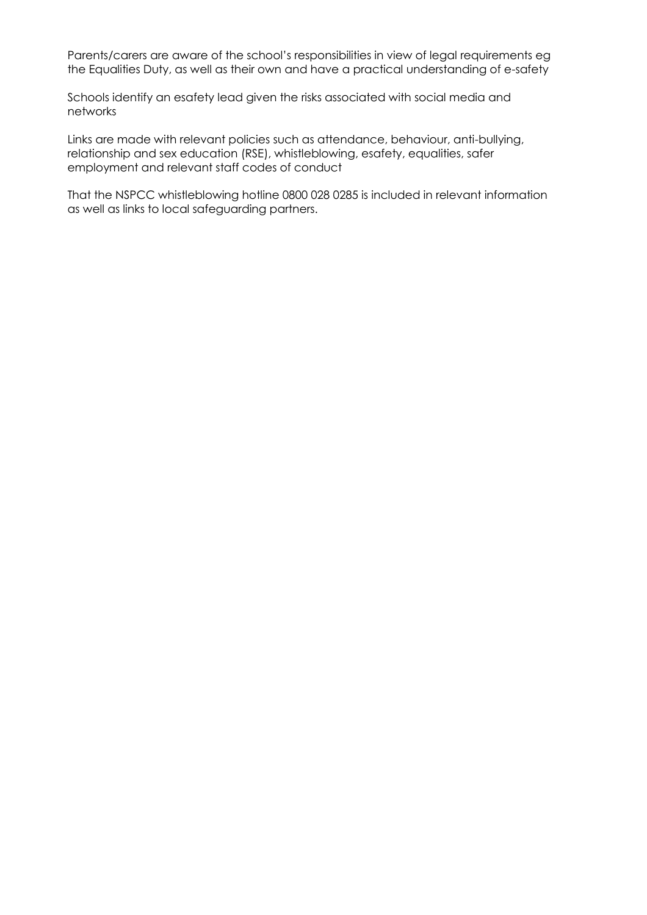Parents/carers are aware of the school's responsibilities in view of legal requirements eg the Equalities Duty, as well as their own and have a practical understanding of e-safety

Schools identify an esafety lead given the risks associated with social media and networks

Links are made with relevant policies such as attendance, behaviour, anti-bullying, relationship and sex education (RSE), whistleblowing, esafety, equalities, safer employment and relevant staff codes of conduct

That the NSPCC whistleblowing hotline 0800 028 0285 is included in relevant information as well as links to local safeguarding partners.